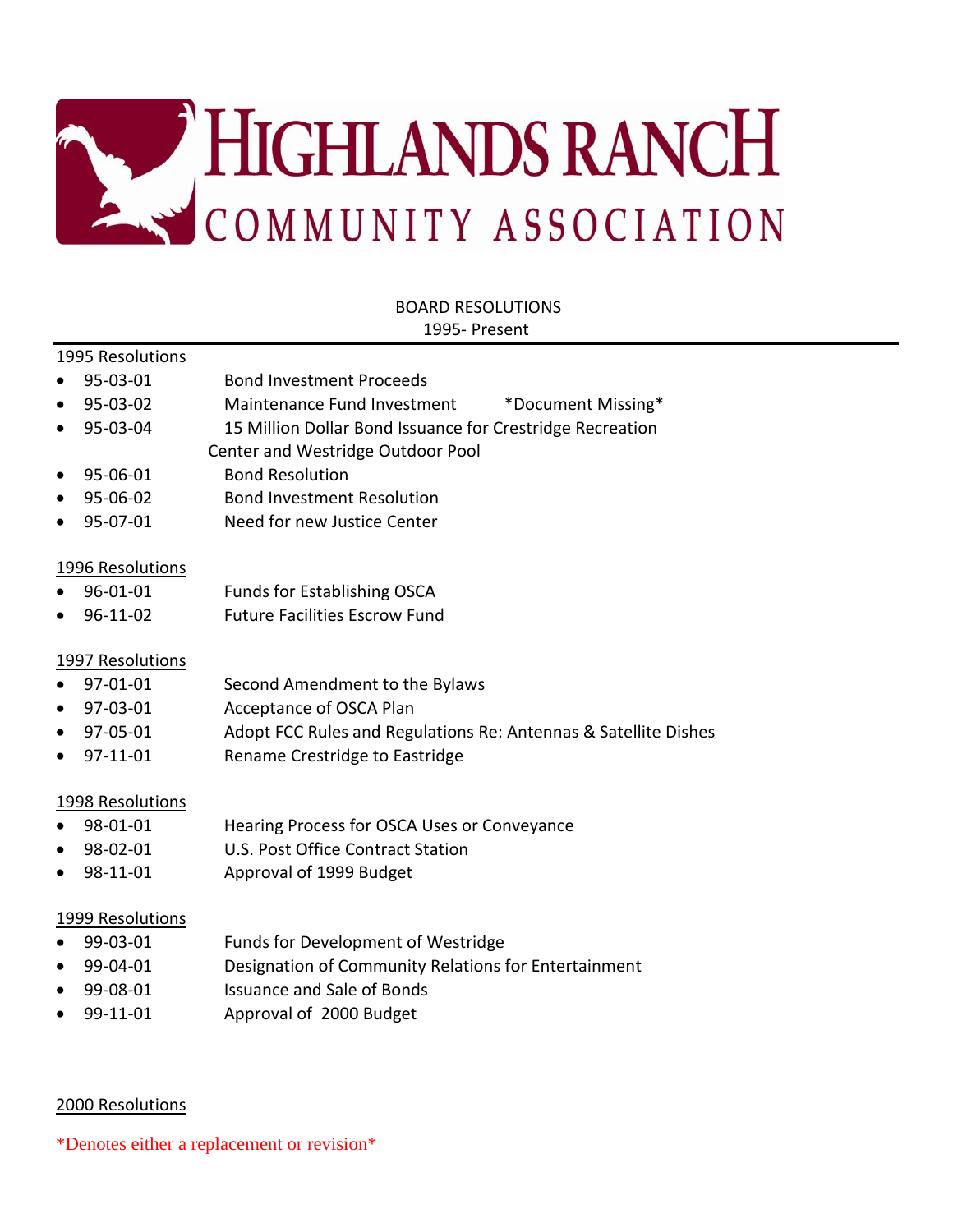# HIGHLANDS RANCH COMMUNITY ASSOCIATION

## BOARD RESOLUTIONS
1995- Present

### 1995 Resolutions

- 95-03-01 Bond Investment Proceeds
- 95-03-02 Maintenance Fund Investment *Document Missing*
- 95-03-04 15 Million Dollar Bond Issuance for Crestridge Recreation Center and Westridge Outdoor Pool
- 95-06-01 Bond Resolution
- 95-06-02 Bond Investment Resolution
- 95-07-01 Need for new Justice Center

### 1996 Resolutions

- 96-01-01 Funds for Establishing OSCA
- 96-11-02 Future Facilities Escrow Fund

### 1997 Resolutions

- 97-01-01 Second Amendment to the Bylaws
- 97-03-01 Acceptance of OSCA Plan
- 97-05-01 Adopt FCC Rules and Regulations Re: Antennas & Satellite Dishes
- 97-11-01 Rename Crestridge to Eastridge

### 1998 Resolutions

- 98-01-01 Hearing Process for OSCA Uses or Conveyance
- 98-02-01 U.S. Post Office Contract Station
- 98-11-01 Approval of 1999 Budget

### 1999 Resolutions

- 99-03-01 Funds for Development of Westridge
- 99-04-01 Designation of Community Relations for Entertainment
- 99-08-01 Issuance and Sale of Bonds
- 99-11-01 Approval of 2000 Budget

### 2000 Resolutions

*Denotes either a replacement or revision*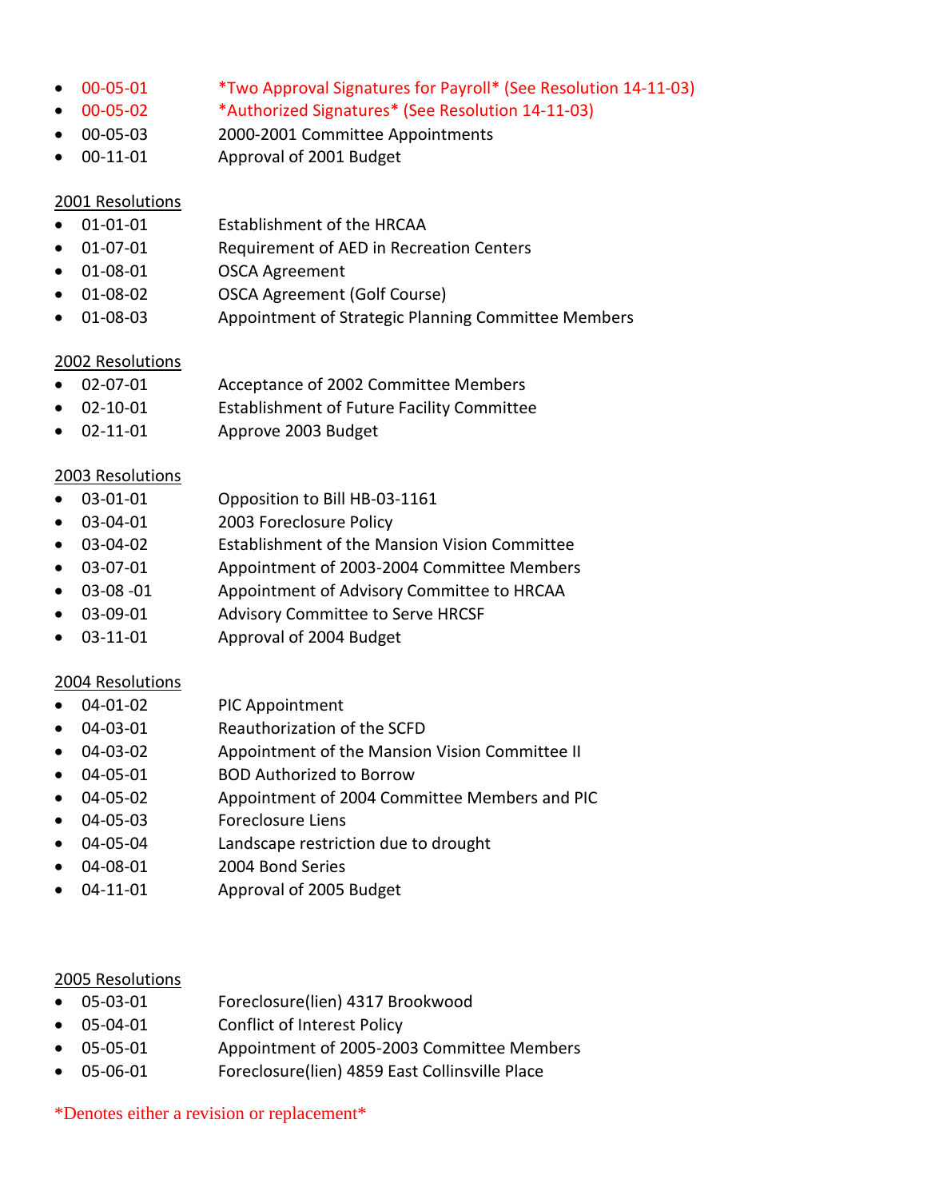- 00-05-01 *Two Approval Signatures for Payroll* (See Resolution 14-11-03)
- 00-05-02 *Authorized Signatures* (See Resolution 14-11-03)
- 00-05-03 2000-2001 Committee Appointments
- 00-11-01 Approval of 2001 Budget

2001 Resolutions

- 01-01-01 Establishment of the HRCAA
- 01-07-01 Requirement of AED in Recreation Centers
- 01-08-01 OSCA Agreement
- 01-08-02 OSCA Agreement (Golf Course)
- 01-08-03 Appointment of Strategic Planning Committee Members

2002 Resolutions

- 02-07-01 Acceptance of 2002 Committee Members
- 02-10-01 Establishment of Future Facility Committee
- 02-11-01 Approve 2003 Budget

2003 Resolutions

- 03-01-01 Opposition to Bill HB-03-1161
- 03-04-01 2003 Foreclosure Policy
- 03-04-02 Establishment of the Mansion Vision Committee
- 03-07-01 Appointment of 2003-2004 Committee Members
- 03-08 -01 Appointment of Advisory Committee to HRCAA
- 03-09-01 Advisory Committee to Serve HRCSF
- 03-11-01 Approval of 2004 Budget

2004 Resolutions

- 04-01-02 PIC Appointment
- 04-03-01 Reauthorization of the SCFD
- 04-03-02 Appointment of the Mansion Vision Committee II
- 04-05-01 BOD Authorized to Borrow
- 04-05-02 Appointment of 2004 Committee Members and PIC
- 04-05-03 Foreclosure Liens
- 04-05-04 Landscape restriction due to drought
- 04-08-01 2004 Bond Series
- 04-11-01 Approval of 2005 Budget

2005 Resolutions

- 05-03-01 Foreclosure(lien) 4317 Brookwood
- 05-04-01 Conflict of Interest Policy
- 05-05-01 Appointment of 2005-2003 Committee Members
- 05-06-01 Foreclosure(lien) 4859 East Collinsville Place

*Denotes either a revision or replacement*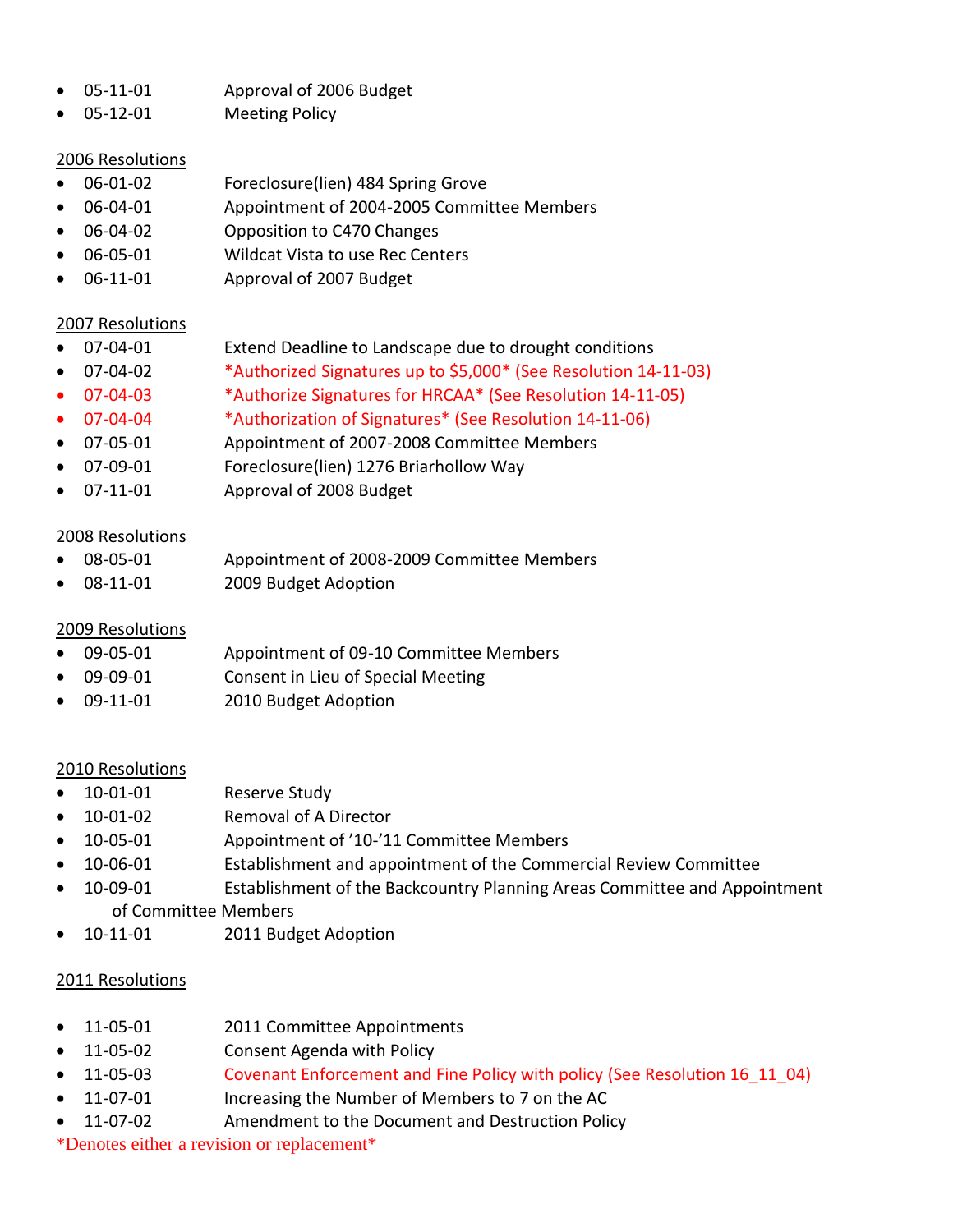- 05-11-01 Approval of 2006 Budget
- 05-12-01 Meeting Policy

2006 Resolutions

- 06-01-02 Foreclosure(lien) 484 Spring Grove
- 06-04-01 Appointment of 2004-2005 Committee Members
- 06-04-02 Opposition to C470 Changes
- 06-05-01 Wildcat Vista to use Rec Centers
- 06-11-01 Approval of 2007 Budget

2007 Resolutions

- 07-04-01 Extend Deadline to Landscape due to drought conditions
- 07-04-02 *Authorized Signatures up to $5,000* (See Resolution 14-11-03)
- 07-04-03 *Authorize Signatures for HRCAA* (See Resolution 14-11-05)
- 07-04-04 *Authorization of Signatures* (See Resolution 14-11-06)
- 07-05-01 Appointment of 2007-2008 Committee Members
- 07-09-01 Foreclosure(lien) 1276 Briarhollow Way
- 07-11-01 Approval of 2008 Budget

2008 Resolutions

- 08-05-01 Appointment of 2008-2009 Committee Members
- 08-11-01 2009 Budget Adoption

2009 Resolutions

- 09-05-01 Appointment of 09-10 Committee Members
- 09-09-01 Consent in Lieu of Special Meeting
- 09-11-01 2010 Budget Adoption

2010 Resolutions

- 10-01-01 Reserve Study
- 10-01-02 Removal of A Director
- 10-05-01 Appointment of '10-'11 Committee Members
- 10-06-01 Establishment and appointment of the Commercial Review Committee
- 10-09-01 Establishment of the Backcountry Planning Areas Committee and Appointment of Committee Members
- 10-11-01 2011 Budget Adoption

2011 Resolutions

- 11-05-01 2011 Committee Appointments
- 11-05-02 Consent Agenda with Policy
- 11-05-03 Covenant Enforcement and Fine Policy with policy (See Resolution 16_11_04)
- 11-07-01 Increasing the Number of Members to 7 on the AC
- 11-07-02 Amendment to the Document and Destruction Policy

*Denotes either a revision or replacement*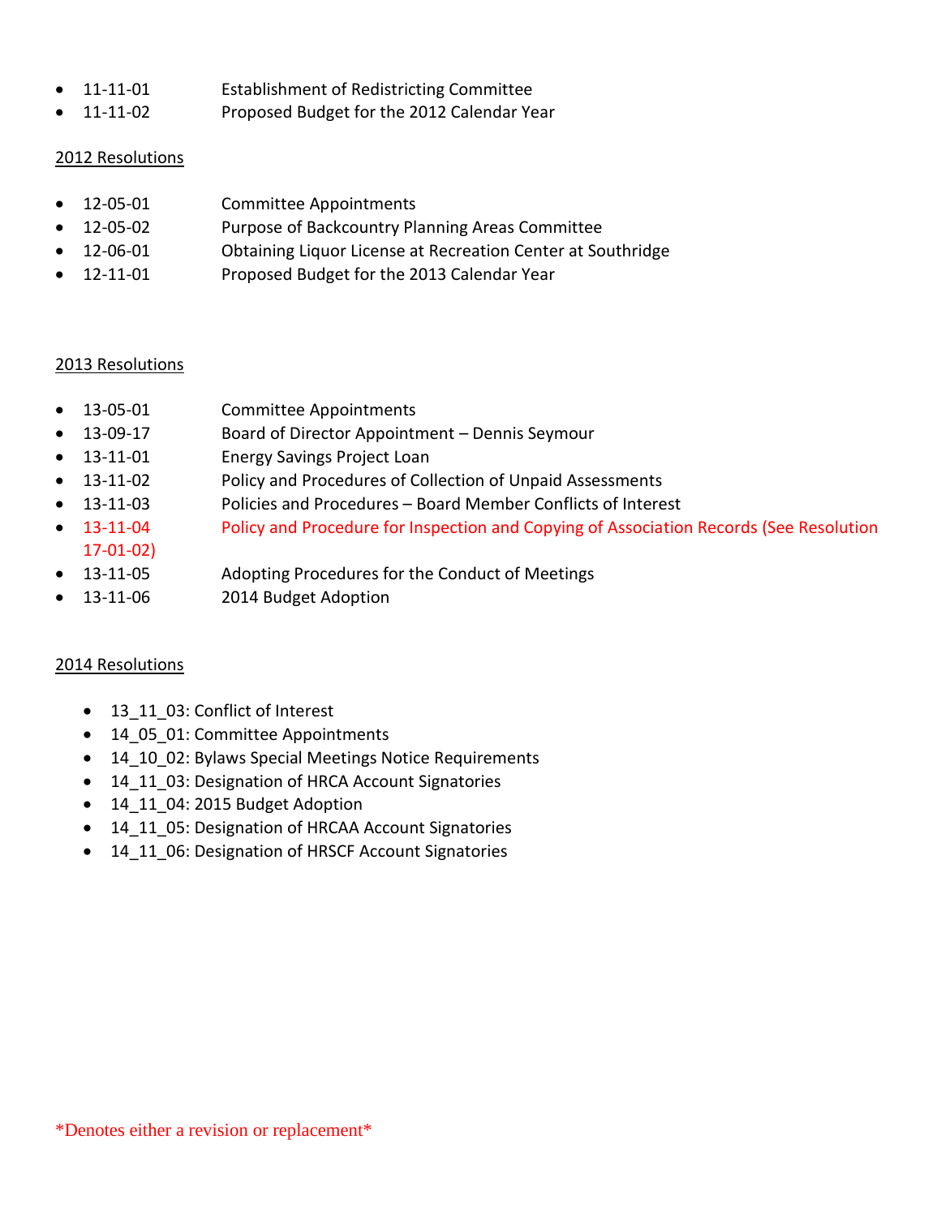- 11-11-01 Establishment of Redistricting Committee
- 11-11-02 Proposed Budget for the 2012 Calendar Year

2012 Resolutions

- 12-05-01 Committee Appointments
- 12-05-02 Purpose of Backcountry Planning Areas Committee
- 12-06-01 Obtaining Liquor License at Recreation Center at Southridge
- 12-11-01 Proposed Budget for the 2013 Calendar Year

2013 Resolutions

- 13-05-01 Committee Appointments
- 13-09-17 Board of Director Appointment – Dennis Seymour
- 13-11-01 Energy Savings Project Loan
- 13-11-02 Policy and Procedures of Collection of Unpaid Assessments
- 13-11-03 Policies and Procedures – Board Member Conflicts of Interest
- 13-11-04 Policy and Procedure for Inspection and Copying of Association Records (See Resolution 17-01-02)
- 13-11-05 Adopting Procedures for the Conduct of Meetings
- 13-11-06 2014 Budget Adoption

2014 Resolutions

- 13_11_03: Conflict of Interest
- 14_05_01: Committee Appointments
- 14_10_02: Bylaws Special Meetings Notice Requirements
- 14_11_03: Designation of HRCA Account Signatories
- 14_11_04: 2015 Budget Adoption
- 14_11_05: Designation of HRCAA Account Signatories
- 14_11_06: Designation of HRSCF Account Signatories

*Denotes either a revision or replacement*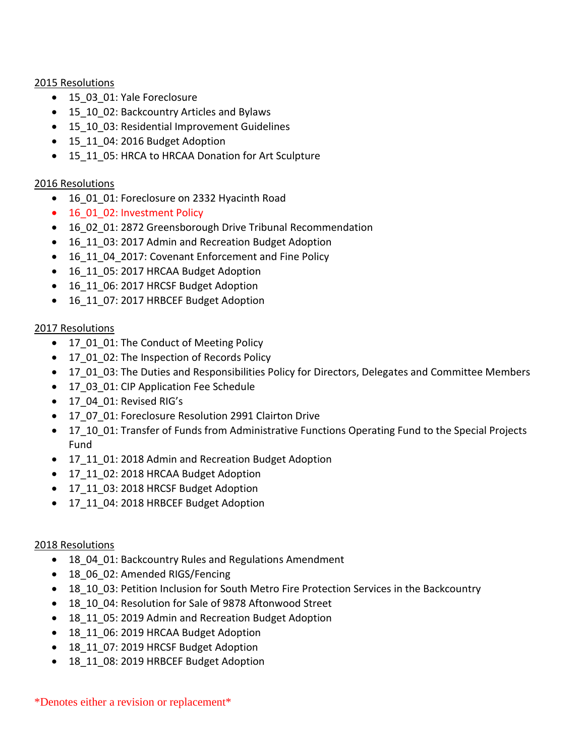2015 Resolutions

- 15_03_01: Yale Foreclosure
- 15_10_02: Backcountry Articles and Bylaws
- 15_10_03: Residential Improvement Guidelines
- 15_11_04: 2016 Budget Adoption
- 15_11_05: HRCA to HRCAA Donation for Art Sculpture

2016 Resolutions

- 16_01_01: Foreclosure on 2332 Hyacinth Road
- 16_01_02: Investment Policy
- 16_02_01: 2872 Greensborough Drive Tribunal Recommendation
- 16_11_03: 2017 Admin and Recreation Budget Adoption
- 16_11_04_2017: Covenant Enforcement and Fine Policy
- 16_11_05: 2017 HRCAA Budget Adoption
- 16_11_06: 2017 HRCSF Budget Adoption
- 16_11_07: 2017 HRBCEF Budget Adoption

2017 Resolutions

- 17_01_01: The Conduct of Meeting Policy
- 17_01_02: The Inspection of Records Policy
- 17_01_03: The Duties and Responsibilities Policy for Directors, Delegates and Committee Members
- 17_03_01: CIP Application Fee Schedule
- 17_04_01: Revised RIG's
- 17_07_01: Foreclosure Resolution 2991 Clairton Drive
- 17_10_01: Transfer of Funds from Administrative Functions Operating Fund to the Special Projects Fund
- 17_11_01: 2018 Admin and Recreation Budget Adoption
- 17_11_02: 2018 HRCAA Budget Adoption
- 17_11_03: 2018 HRCSF Budget Adoption
- 17_11_04: 2018 HRBCEF Budget Adoption

2018 Resolutions

- 18_04_01: Backcountry Rules and Regulations Amendment
- 18_06_02: Amended RIGS/Fencing
- 18_10_03: Petition Inclusion for South Metro Fire Protection Services in the Backcountry
- 18_10_04: Resolution for Sale of 9878 Aftonwood Street
- 18_11_05: 2019 Admin and Recreation Budget Adoption
- 18_11_06: 2019 HRCAA Budget Adoption
- 18_11_07: 2019 HRCSF Budget Adoption
- 18_11_08: 2019 HRBCEF Budget Adoption

*Denotes either a revision or replacement*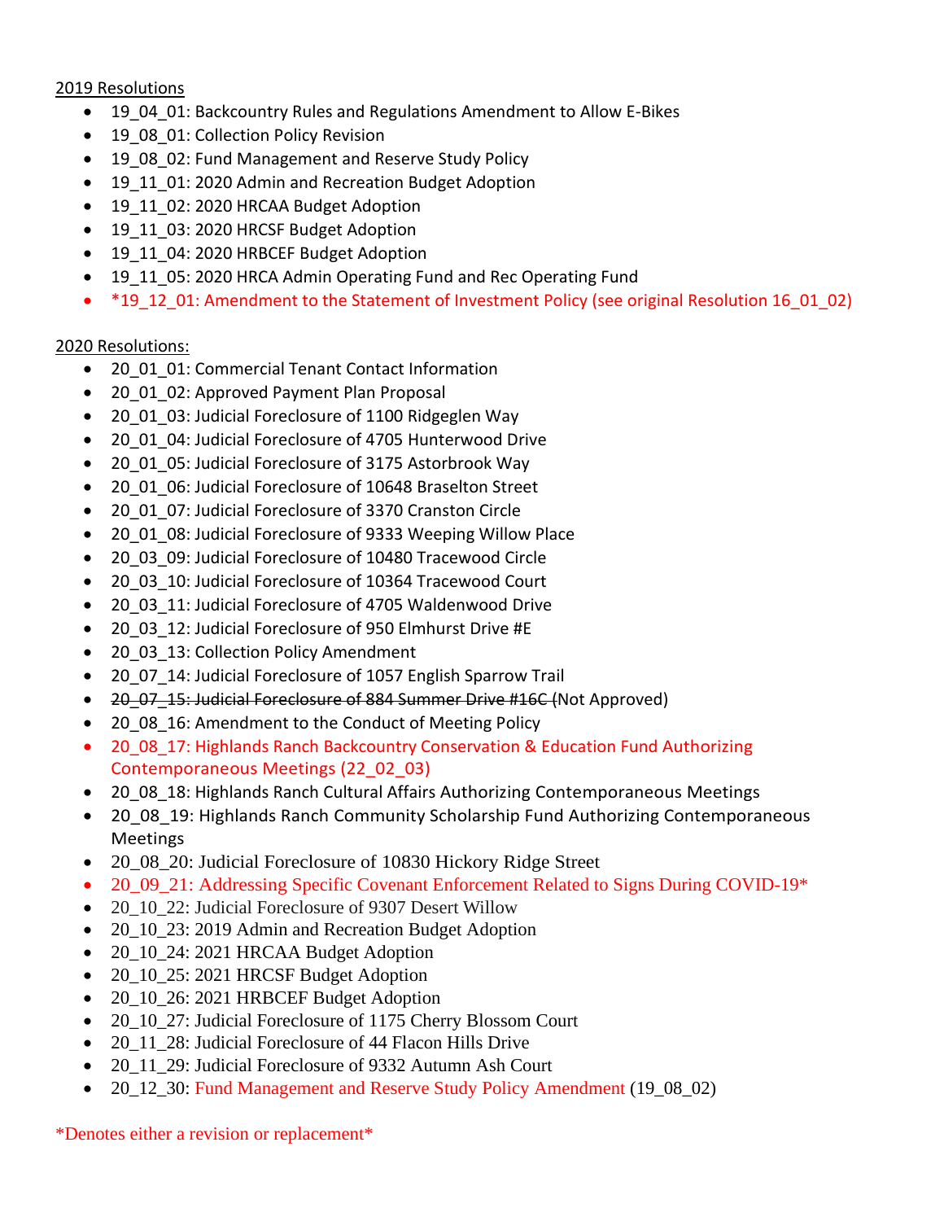2019 Resolutions

- 19_04_01: Backcountry Rules and Regulations Amendment to Allow E-Bikes
- 19_08_01: Collection Policy Revision
- 19_08_02: Fund Management and Reserve Study Policy
- 19_11_01: 2020 Admin and Recreation Budget Adoption
- 19_11_02: 2020 HRCAA Budget Adoption
- 19_11_03: 2020 HRCSF Budget Adoption
- 19_11_04: 2020 HRBCEF Budget Adoption
- 19_11_05: 2020 HRCA Admin Operating Fund and Rec Operating Fund
- *19_12_01: Amendment to the Statement of Investment Policy (see original Resolution 16_01_02)

2020 Resolutions:

- 20_01_01: Commercial Tenant Contact Information
- 20_01_02: Approved Payment Plan Proposal
- 20_01_03: Judicial Foreclosure of 1100 Ridgeglen Way
- 20_01_04: Judicial Foreclosure of 4705 Hunterwood Drive
- 20_01_05: Judicial Foreclosure of 3175 Astorbrook Way
- 20_01_06: Judicial Foreclosure of 10648 Braselton Street
- 20_01_07: Judicial Foreclosure of 3370 Cranston Circle
- 20_01_08: Judicial Foreclosure of 9333 Weeping Willow Place
- 20_03_09: Judicial Foreclosure of 10480 Tracewood Circle
- 20_03_10: Judicial Foreclosure of 10364 Tracewood Court
- 20_03_11: Judicial Foreclosure of 4705 Waldenwood Drive
- 20_03_12: Judicial Foreclosure of 950 Elmhurst Drive #E
- 20_03_13: Collection Policy Amendment
- 20_07_14: Judicial Foreclosure of 1057 English Sparrow Trail
- ~~20_07_15: Judicial Foreclosure of 884 Summer Drive #16C~~ (Not Approved)
- 20_08_16: Amendment to the Conduct of Meeting Policy
- 20_08_17: Highlands Ranch Backcountry Conservation & Education Fund Authorizing Contemporaneous Meetings (22_02_03)
- 20_08_18: Highlands Ranch Cultural Affairs Authorizing Contemporaneous Meetings
- 20_08_19: Highlands Ranch Community Scholarship Fund Authorizing Contemporaneous Meetings
- 20_08_20: Judicial Foreclosure of 10830 Hickory Ridge Street
- 20_09_21: Addressing Specific Covenant Enforcement Related to Signs During COVID-19*
- 20_10_22: Judicial Foreclosure of 9307 Desert Willow
- 20_10_23: 2019 Admin and Recreation Budget Adoption
- 20_10_24: 2021 HRCAA Budget Adoption
- 20_10_25: 2021 HRCSF Budget Adoption
- 20_10_26: 2021 HRBCEF Budget Adoption
- 20_10_27: Judicial Foreclosure of 1175 Cherry Blossom Court
- 20_11_28: Judicial Foreclosure of 44 Flacon Hills Drive
- 20_11_29: Judicial Foreclosure of 9332 Autumn Ash Court
- 20_12_30: Fund Management and Reserve Study Policy Amendment (19_08_02)

*Denotes either a revision or replacement*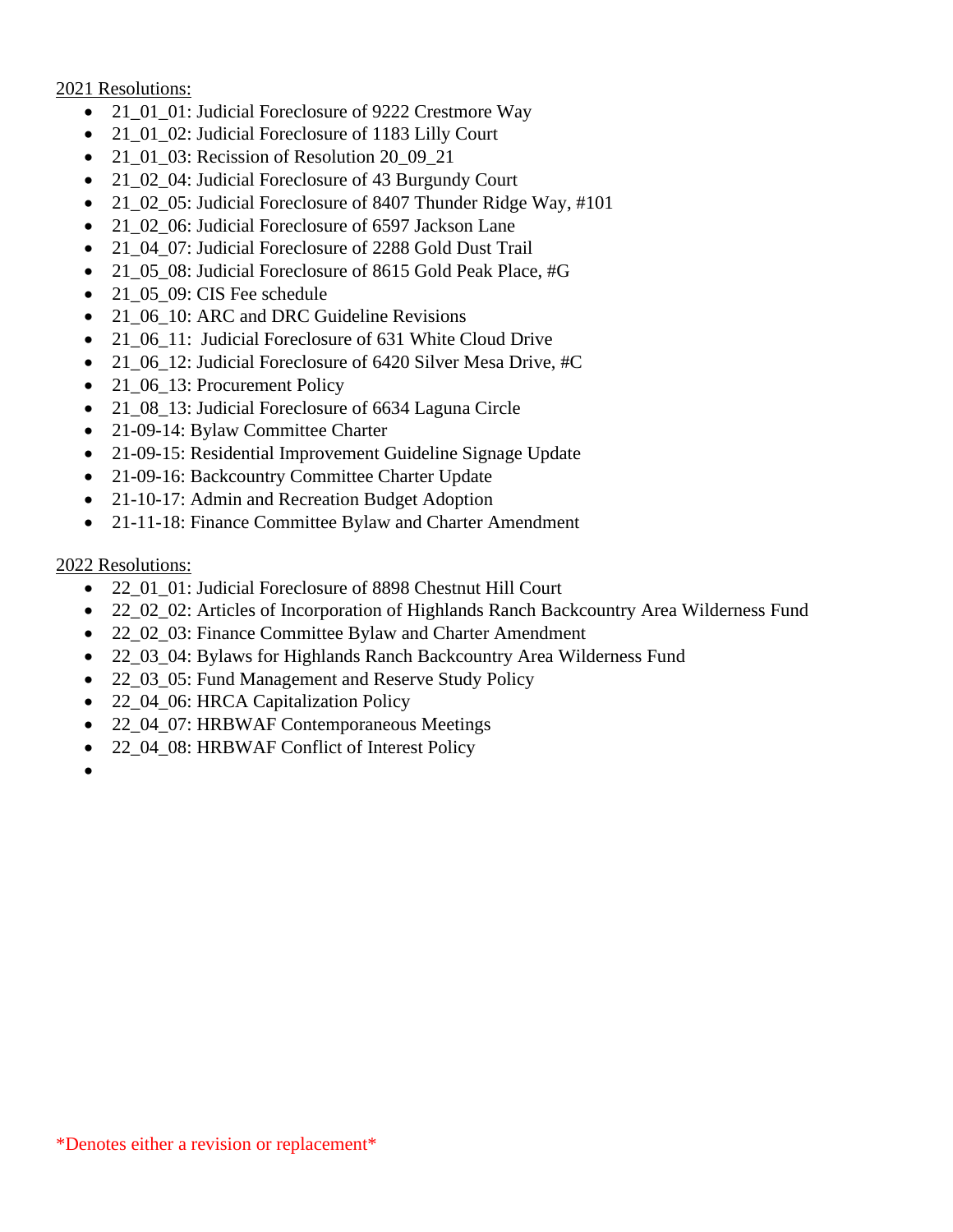2021 Resolutions:

- 21_01_01: Judicial Foreclosure of 9222 Crestmore Way
- 21_01_02: Judicial Foreclosure of 1183 Lilly Court
- 21_01_03: Recission of Resolution 20_09_21
- 21_02_04: Judicial Foreclosure of 43 Burgundy Court
- 21_02_05: Judicial Foreclosure of 8407 Thunder Ridge Way, #101
- 21_02_06: Judicial Foreclosure of 6597 Jackson Lane
- 21_04_07: Judicial Foreclosure of 2288 Gold Dust Trail
- 21_05_08: Judicial Foreclosure of 8615 Gold Peak Place, #G
- 21_05_09: CIS Fee schedule
- 21_06_10: ARC and DRC Guideline Revisions
- 21_06_11: Judicial Foreclosure of 631 White Cloud Drive
- 21_06_12: Judicial Foreclosure of 6420 Silver Mesa Drive, #C
- 21_06_13: Procurement Policy
- 21_08_13: Judicial Foreclosure of 6634 Laguna Circle
- 21-09-14: Bylaw Committee Charter
- 21-09-15: Residential Improvement Guideline Signage Update
- 21-09-16: Backcountry Committee Charter Update
- 21-10-17: Admin and Recreation Budget Adoption
- 21-11-18: Finance Committee Bylaw and Charter Amendment

2022 Resolutions:

- 22_01_01: Judicial Foreclosure of 8898 Chestnut Hill Court
- 22_02_02: Articles of Incorporation of Highlands Ranch Backcountry Area Wilderness Fund
- 22_02_03: Finance Committee Bylaw and Charter Amendment
- 22_03_04: Bylaws for Highlands Ranch Backcountry Area Wilderness Fund
- 22_03_05: Fund Management and Reserve Study Policy
- 22_04_06: HRCA Capitalization Policy
- 22_04_07: HRBWAF Contemporaneous Meetings
- 22_04_08: HRBWAF Conflict of Interest Policy

*Denotes either a revision or replacement*